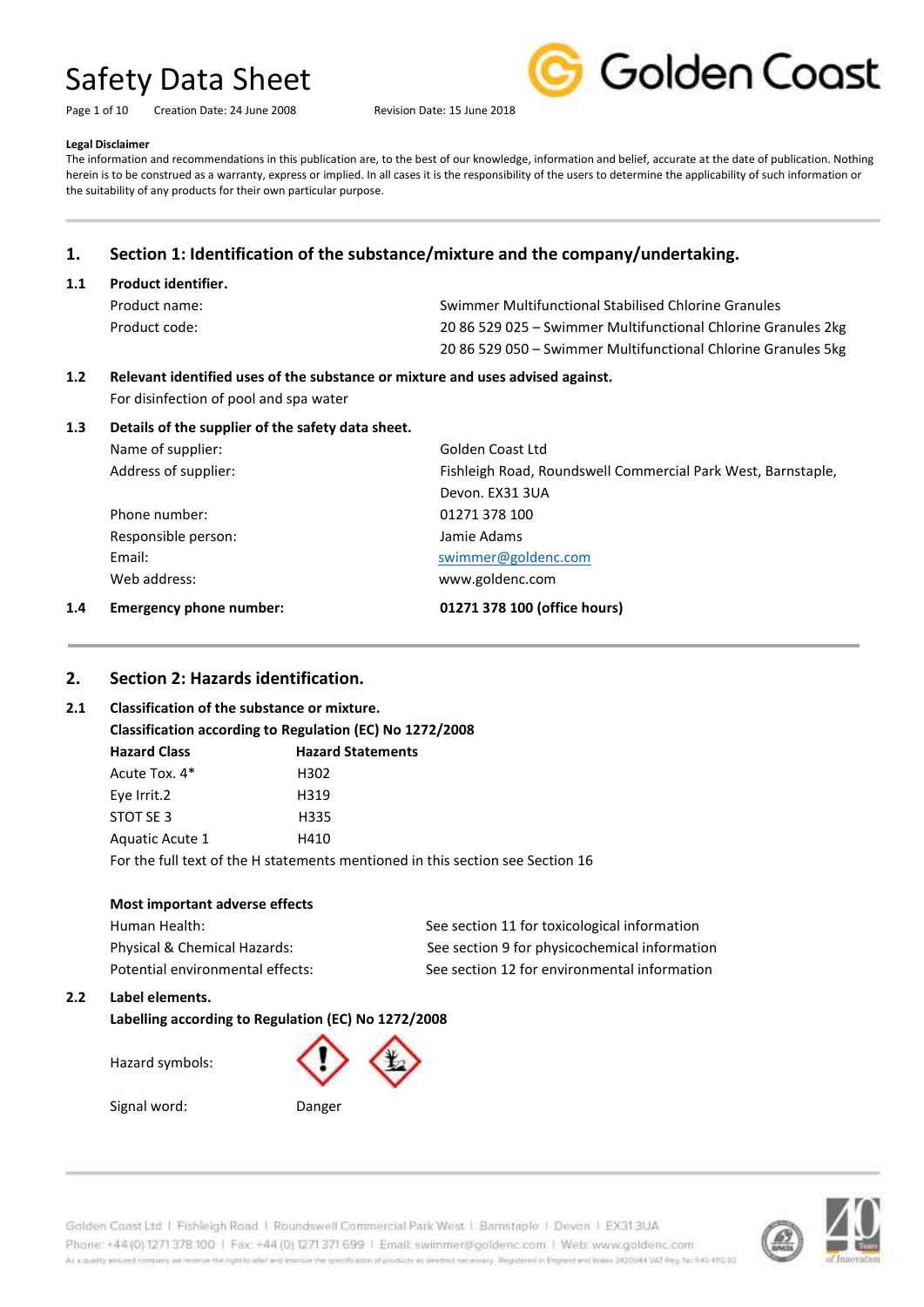# Safety Data Sheet

Page 1 of 10 Creation Date: 24 June 2008 Revision Date: 15 June 2018

**Legal Disclaimer**

The information and recommendations in this publication are, to the best of our knowledge, information and belief, accurate at the date of publication. Nothing herein is to be construed as a warranty, express or implied. In all cases it is the responsibility of the users to determine the applicability of such information or the suitability of any products for their own particular purpose.

## 1. Section 1: Identification of the substance/mixture and the company/undertaking.

### 1.1 Product identifier.

| | |
|---|---|
| Product name: | Swimmer Multifunctional Stabilised Chlorine Granules |
| Product code: | 20 86 529 025 – Swimmer Multifunctional Chlorine Granules 2kg |
| | 20 86 529 050 – Swimmer Multifunctional Chlorine Granules 5kg |

### 1.2 Relevant identified uses of the substance or mixture and uses advised against.

For disinfection of pool and spa water

### 1.3 Details of the supplier of the safety data sheet.

| | |
|---|---|
| Name of supplier: | Golden Coast Ltd |
| Address of supplier: | Fishleigh Road, Roundswell Commercial Park West, Barnstaple, Devon. EX31 3UA |
| Phone number: | 01271 378 100 |
| Responsible person: | Jamie Adams |
| Email: | swimmer@goldenc.com |
| Web address: | www.goldenc.com |

### 1.4 Emergency phone number:

**01271 378 100 (office hours)**

## 2. Section 2: Hazards identification.

### 2.1 Classification of the substance or mixture.

**Classification according to Regulation (EC) No 1272/2008**

| Hazard Class | Hazard Statements |
|---|---|
| Acute Tox. 4* | H302 |
| Eye Irrit.2 | H319 |
| STOT SE 3 | H335 |
| Aquatic Acute 1 | H410 |

For the full text of the H statements mentioned in this section see Section 16

**Most important adverse effects**

| | |
|---|---|
| Human Health: | See section 11 for toxicological information |
| Physical & Chemical Hazards: | See section 9 for physicochemical information |
| Potential environmental effects: | See section 12 for environmental information |

### 2.2 Label elements.

**Labelling according to Regulation (EC) No 1272/2008**

Hazard symbols:

Signal word: Danger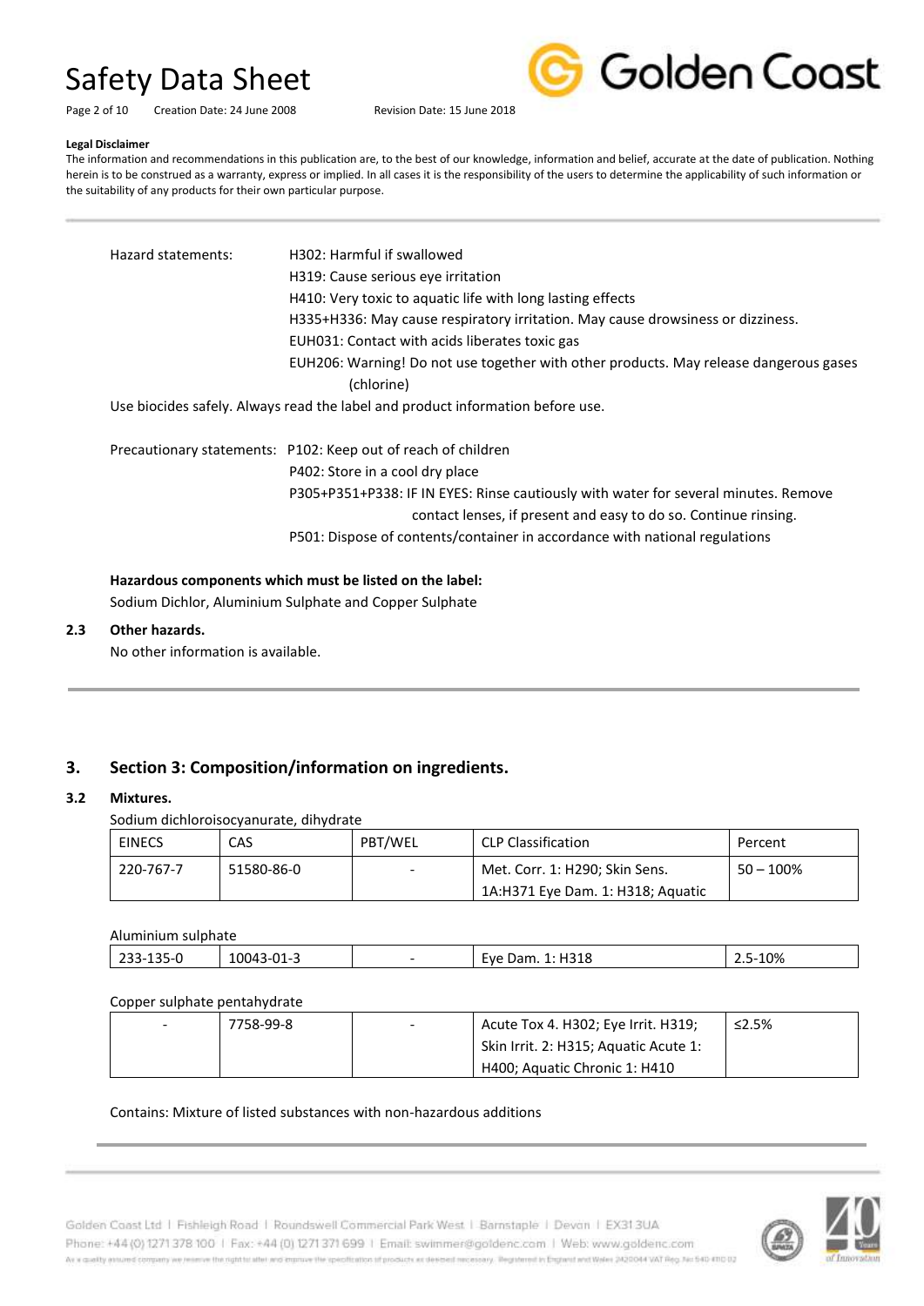**Legal Disclaimer**

The information and recommendations in this publication are, to the best of our knowledge, information and belief, accurate at the date of publication. Nothing herein is to be construed as a warranty, express or implied. In all cases it is the responsibility of the users to determine the applicability of such information or the suitability of any products for their own particular purpose.

Hazard statements:
- H302: Harmful if swallowed
- H319: Cause serious eye irritation
- H410: Very toxic to aquatic life with long lasting effects
- H335+H336: May cause respiratory irritation. May cause drowsiness or dizziness.
- EUH031: Contact with acids liberates toxic gas
- EUH206: Warning! Do not use together with other products. May release dangerous gases (chlorine)

Use biocides safely. Always read the label and product information before use.

Precautionary statements:
- P102: Keep out of reach of children
- P402: Store in a cool dry place
- P305+P351+P338: IF IN EYES: Rinse cautiously with water for several minutes. Remove contact lenses, if present and easy to do so. Continue rinsing.
- P501: Dispose of contents/container in accordance with national regulations

**Hazardous components which must be listed on the label:**

Sodium Dichlor, Aluminium Sulphate and Copper Sulphate

**2.3 Other hazards.**

No other information is available.

## 3. Section 3: Composition/information on ingredients.

### 3.2 Mixtures.

Sodium dichloroisocyanurate, dihydrate

| EINECS | CAS | PBT/WEL | CLP Classification | Percent |
|---|---|---|---|---|
| 220-767-7 | 51580-86-0 | - | Met. Corr. 1: H290; Skin Sens. 1A:H371 Eye Dam. 1: H318; Aquatic | 50 – 100% |

Aluminium sulphate

| | | | | |
|---|---|---|---|---|
| 233-135-0 | 10043-01-3 | - | Eye Dam. 1: H318 | 2.5-10% |

Copper sulphate pentahydrate

| | | | | |
|---|---|---|---|---|
| - | 7758-99-8 | - | Acute Tox 4. H302; Eye Irrit. H319; Skin Irrit. 2: H315; Aquatic Acute 1: H400; Aquatic Chronic 1: H410 | ≤2.5% |

Contains: Mixture of listed substances with non-hazardous additions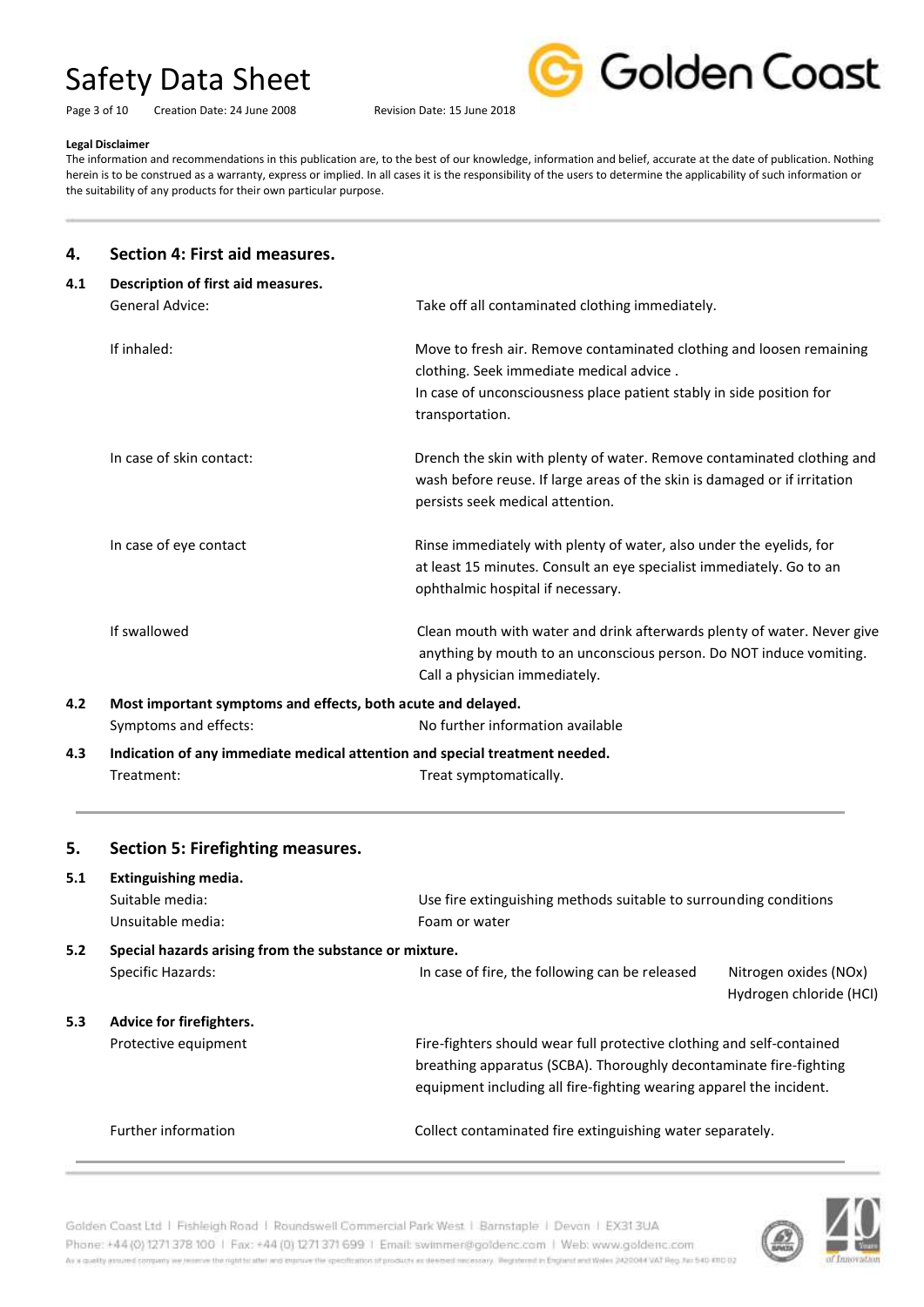**Legal Disclaimer**

The information and recommendations in this publication are, to the best of our knowledge, information and belief, accurate at the date of publication. Nothing herein is to be construed as a warranty, express or implied. In all cases it is the responsibility of the users to determine the applicability of such information or the suitability of any products for their own particular purpose.

## 4. Section 4: First aid measures.

### 4.1 Description of first aid measures.

| | |
|---|---|
| General Advice: | Take off all contaminated clothing immediately. |
| If inhaled: | Move to fresh air. Remove contaminated clothing and loosen remaining clothing. Seek immediate medical advice . In case of unconsciousness place patient stably in side position for transportation. |
| In case of skin contact: | Drench the skin with plenty of water. Remove contaminated clothing and wash before reuse. If large areas of the skin is damaged or if irritation persists seek medical attention. |
| In case of eye contact | Rinse immediately with plenty of water, also under the eyelids, for at least 15 minutes. Consult an eye specialist immediately. Go to an ophthalmic hospital if necessary. |
| If swallowed | Clean mouth with water and drink afterwards plenty of water. Never give anything by mouth to an unconscious person. Do NOT induce vomiting. Call a physician immediately. |

### 4.2 Most important symptoms and effects, both acute and delayed.

| | |
|---|---|
| Symptoms and effects: | No further information available |

### 4.3 Indication of any immediate medical attention and special treatment needed.

| | |
|---|---|
| Treatment: | Treat symptomatically. |

## 5. Section 5: Firefighting measures.

### 5.1 Extinguishing media.

| | |
|---|---|
| Suitable media: | Use fire extinguishing methods suitable to surrounding conditions |
| Unsuitable media: | Foam or water |

### 5.2 Special hazards arising from the substance or mixture.

| | | |
|---|---|---|
| Specific Hazards: | In case of fire, the following can be released | Nitrogen oxides (NOx)<br>Hydrogen chloride (HCl) |

### 5.3 Advice for firefighters.

| | |
|---|---|
| Protective equipment | Fire-fighters should wear full protective clothing and self-contained breathing apparatus (SCBA). Thoroughly decontaminate fire-fighting equipment including all fire-fighting wearing apparel the incident. |
| Further information | Collect contaminated fire extinguishing water separately. |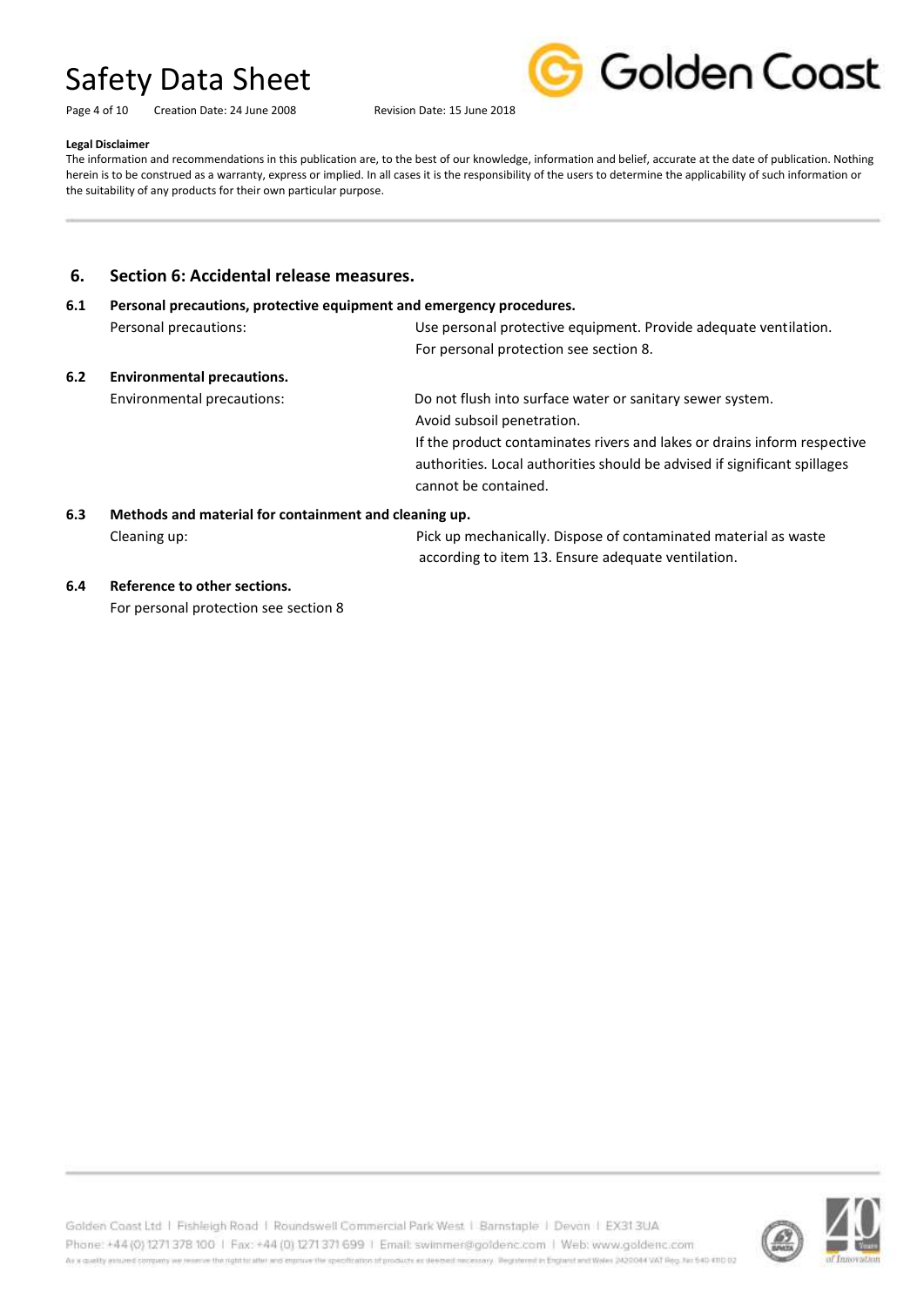**Legal Disclaimer**

The information and recommendations in this publication are, to the best of our knowledge, information and belief, accurate at the date of publication. Nothing herein is to be construed as a warranty, express or implied. In all cases it is the responsibility of the users to determine the applicability of such information or the suitability of any products for their own particular purpose.

## 6. Section 6: Accidental release measures.

### 6.1 Personal precautions, protective equipment and emergency procedures.

| | |
|---|---|
| Personal precautions: | Use personal protective equipment. Provide adequate ventilation. For personal protection see section 8. |

### 6.2 Environmental precautions.

| | |
|---|---|
| Environmental precautions: | Do not flush into surface water or sanitary sewer system. Avoid subsoil penetration. If the product contaminates rivers and lakes or drains inform respective authorities. Local authorities should be advised if significant spillages cannot be contained. |

### 6.3 Methods and material for containment and cleaning up.

| | |
|---|---|
| Cleaning up: | Pick up mechanically. Dispose of contaminated material as waste according to item 13. Ensure adequate ventilation. |

### 6.4 Reference to other sections.

For personal protection see section 8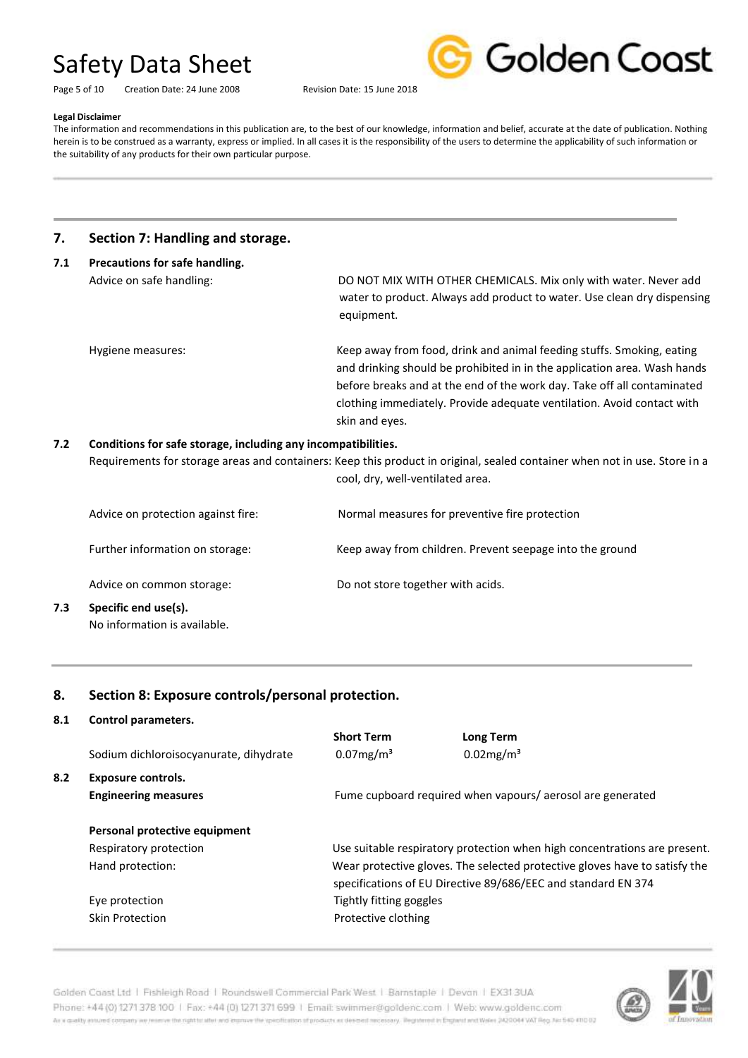**Legal Disclaimer**

The information and recommendations in this publication are, to the best of our knowledge, information and belief, accurate at the date of publication. Nothing herein is to be construed as a warranty, express or implied. In all cases it is the responsibility of the users to determine the applicability of such information or the suitability of any products for their own particular purpose.

## 7. Section 7: Handling and storage.

### 7.1 Precautions for safe handling.

| | |
|---|---|
| Advice on safe handling: | DO NOT MIX WITH OTHER CHEMICALS. Mix only with water. Never add water to product. Always add product to water. Use clean dry dispensing equipment. |
| Hygiene measures: | Keep away from food, drink and animal feeding stuffs. Smoking, eating and drinking should be prohibited in the application area. Wash hands before breaks and at the end of the work day. Take off all contaminated clothing immediately. Provide adequate ventilation. Avoid contact with skin and eyes. |

### 7.2 Conditions for safe storage, including any incompatibilities.

| | |
|---|---|
| Requirements for storage areas and containers: | Keep this product in original, sealed container when not in use. Store in a cool, dry, well-ventilated area. |
| Advice on protection against fire: | Normal measures for preventive fire protection |
| Further information on storage: | Keep away from children. Prevent seepage into the ground |
| Advice on common storage: | Do not store together with acids. |

### 7.3 Specific end use(s).

No information is available.

## 8. Section 8: Exposure controls/personal protection.

### 8.1 Control parameters.

| | **Short Term** | **Long Term** |
|---|---|---|
| Sodium dichloroisocyanurate, dihydrate | 0.07mg/m³ | 0.02mg/m³ |

### 8.2 Exposure controls.

| | |
|---|---|
| **Engineering measures** | Fume cupboard required when vapours/ aerosol are generated |

**Personal protective equipment**

| | |
|---|---|
| Respiratory protection | Use suitable respiratory protection when high concentrations are present. |
| Hand protection: | Wear protective gloves. The selected protective gloves have to satisfy the specifications of EU Directive 89/686/EEC and standard EN 374 |
| Eye protection | Tightly fitting goggles |
| Skin Protection | Protective clothing |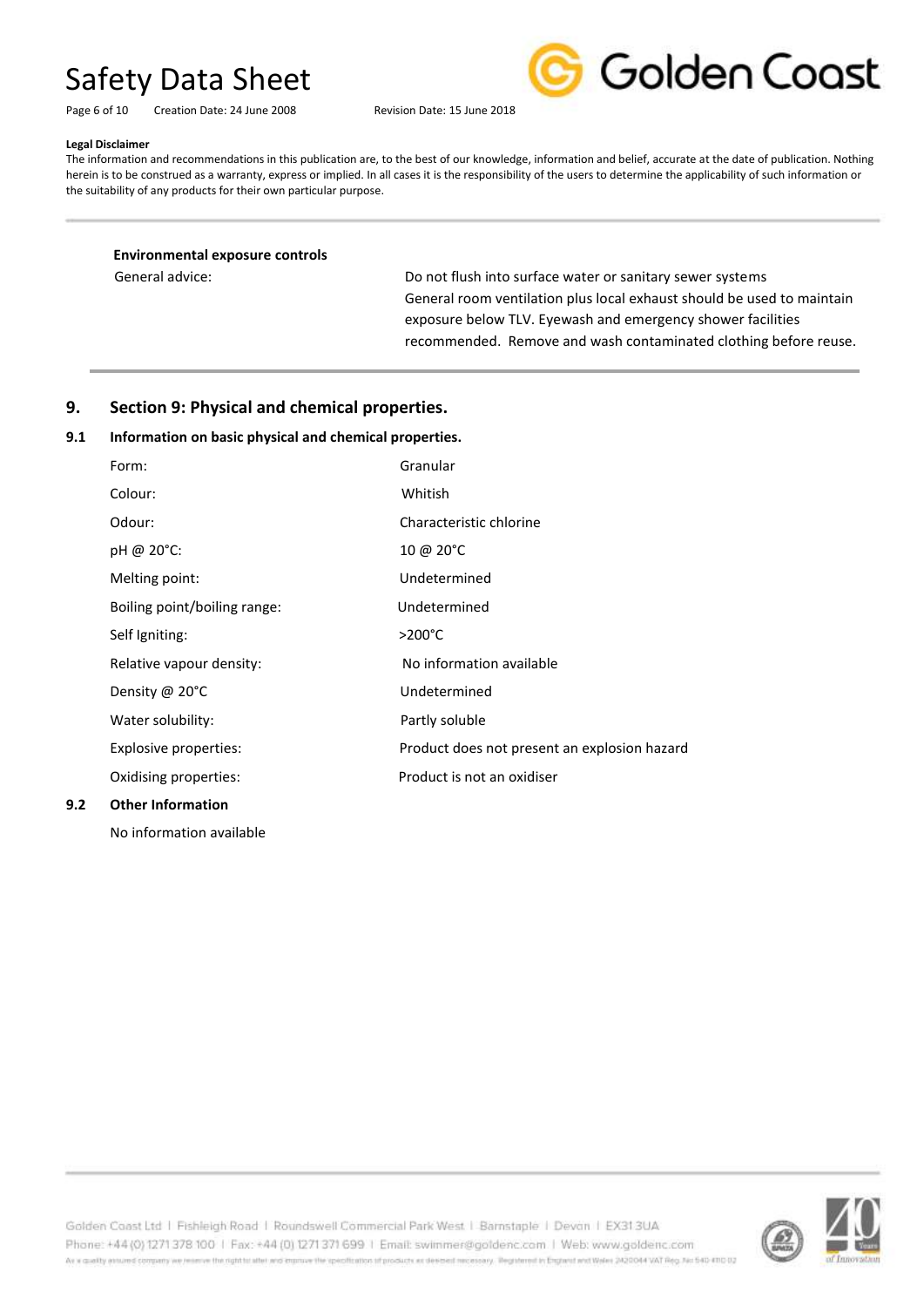**Legal Disclaimer**

The information and recommendations in this publication are, to the best of our knowledge, information and belief, accurate at the date of publication. Nothing herein is to be construed as a warranty, express or implied. In all cases it is the responsibility of the users to determine the applicability of such information or the suitability of any products for their own particular purpose.

**Environmental exposure controls**

| | |
|---|---|
| General advice: | Do not flush into surface water or sanitary sewer systems<br>General room ventilation plus local exhaust should be used to maintain exposure below TLV. Eyewash and emergency shower facilities recommended. Remove and wash contaminated clothing before reuse. |

## 9. Section 9: Physical and chemical properties.

### 9.1 Information on basic physical and chemical properties.

| | |
|---|---|
| Form: | Granular |
| Colour: | Whitish |
| Odour: | Characteristic chlorine |
| pH @ 20°C: | 10 @ 20°C |
| Melting point: | Undetermined |
| Boiling point/boiling range: | Undetermined |
| Self Igniting: | >200°C |
| Relative vapour density: | No information available |
| Density @ 20°C | Undetermined |
| Water solubility: | Partly soluble |
| Explosive properties: | Product does not present an explosion hazard |
| Oxidising properties: | Product is not an oxidiser |

### 9.2 Other Information

No information available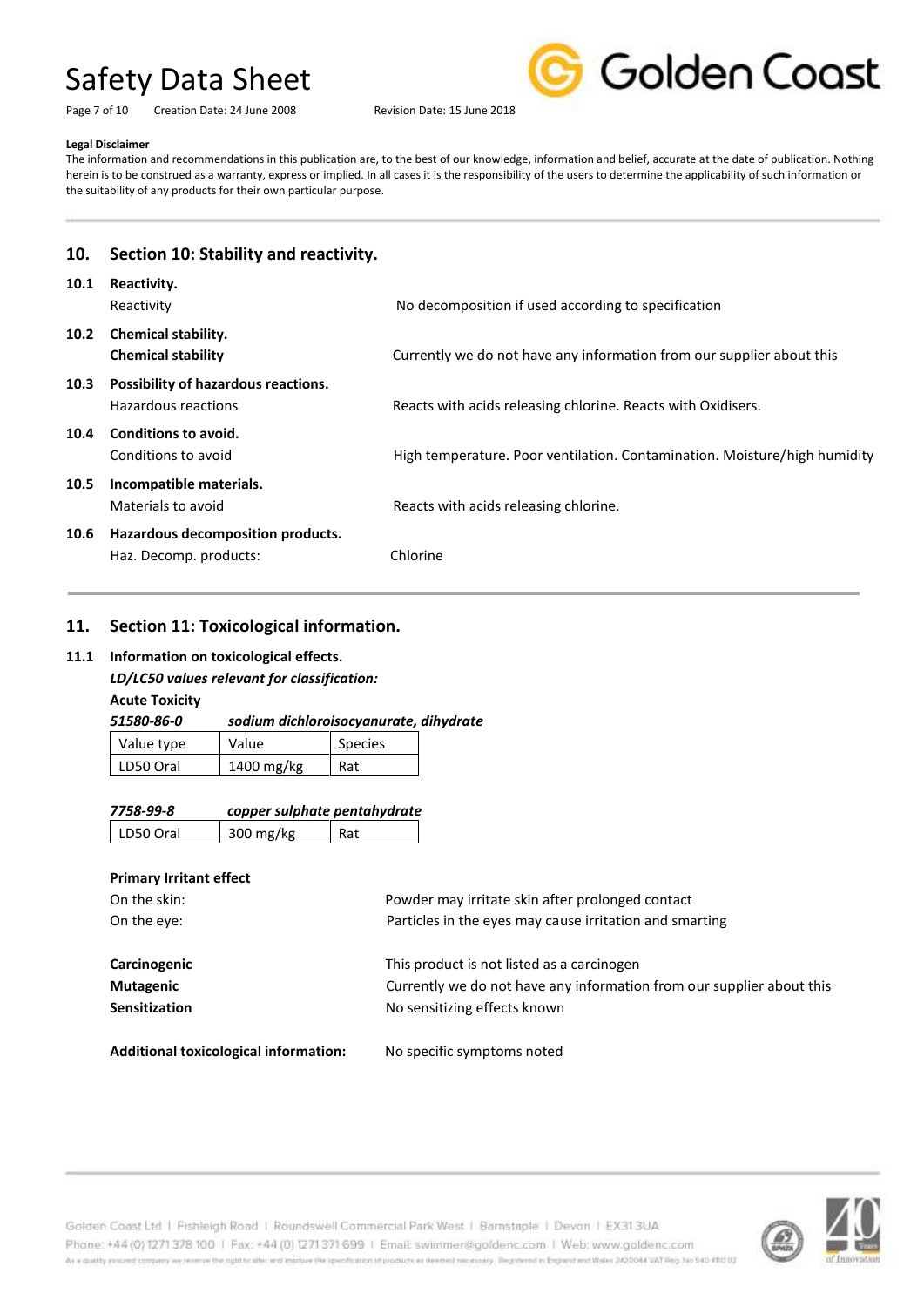**Legal Disclaimer**

The information and recommendations in this publication are, to the best of our knowledge, information and belief, accurate at the date of publication. Nothing herein is to be construed as a warranty, express or implied. In all cases it is the responsibility of the users to determine the applicability of such information or the suitability of any products for their own particular purpose.

## 10. Section 10: Stability and reactivity.

**10.1 Reactivity.**

Reactivity: No decomposition if used according to specification

**10.2 Chemical stability.**

**Chemical stability**: Currently we do not have any information from our supplier about this

**10.3 Possibility of hazardous reactions.**

Hazardous reactions: Reacts with acids releasing chlorine. Reacts with Oxidisers.

**10.4 Conditions to avoid.**

Conditions to avoid: High temperature. Poor ventilation. Contamination. Moisture/high humidity

**10.5 Incompatible materials.**

Materials to avoid: Reacts with acids releasing chlorine.

**10.6 Hazardous decomposition products.**

Haz. Decomp. products: Chlorine

## 11. Section 11: Toxicological information.

**11.1 Information on toxicological effects.**

***LD/LC50 values relevant for classification:***

**Acute Toxicity**

***51580-86-0 sodium dichloroisocyanurate, dihydrate***

| Value type | Value | Species |
|---|---|---|
| LD50 Oral | 1400 mg/kg | Rat |

***7758-99-8 copper sulphate pentahydrate***

| Value type | Value | Species |
|---|---|---|
| LD50 Oral | 300 mg/kg | Rat |

**Primary Irritant effect**

On the skin: Powder may irritate skin after prolonged contact

On the eye: Particles in the eyes may cause irritation and smarting

**Carcinogenic**: This product is not listed as a carcinogen

**Mutagenic**: Currently we do not have any information from our supplier about this

**Sensitization**: No sensitizing effects known

**Additional toxicological information:** No specific symptoms noted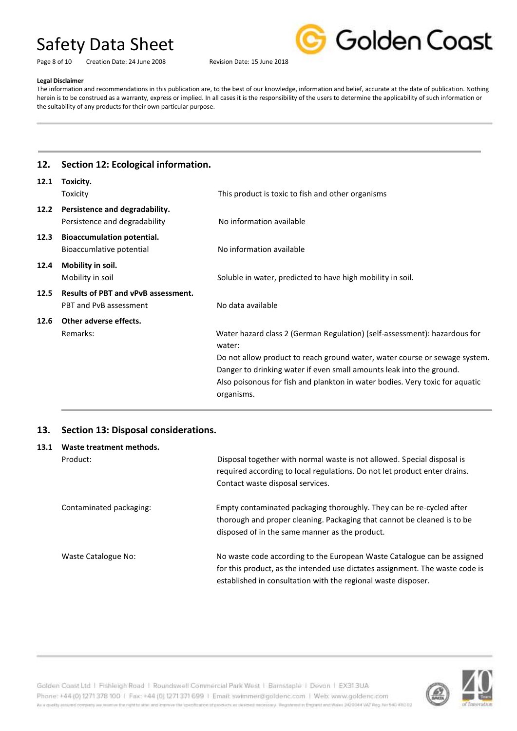**Legal Disclaimer**

The information and recommendations in this publication are, to the best of our knowledge, information and belief, accurate at the date of publication. Nothing herein is to be construed as a warranty, express or implied. In all cases it is the responsibility of the users to determine the applicability of such information or the suitability of any products for their own particular purpose.

## 12. Section 12: Ecological information.

**12.1 Toxicity.**

| | |
|---|---|
| Toxicity | This product is toxic to fish and other organisms |

**12.2 Persistence and degradability.**

| | |
|---|---|
| Persistence and degradability | No information available |

**12.3 Bioaccumulation potential.**

| | |
|---|---|
| Bioaccumlative potential | No information available |

**12.4 Mobility in soil.**

| | |
|---|---|
| Mobility in soil | Soluble in water, predicted to have high mobility in soil. |

**12.5 Results of PBT and vPvB assessment.**

| | |
|---|---|
| PBT and PvB assessment | No data available |

**12.6 Other adverse effects.**

| | |
|---|---|
| Remarks: | Water hazard class 2 (German Regulation) (self-assessment): hazardous for water: Do not allow product to reach ground water, water course or sewage system. Danger to drinking water if even small amounts leak into the ground. Also poisonous for fish and plankton in water bodies. Very toxic for aquatic organisms. |

## 13. Section 13: Disposal considerations.

**13.1 Waste treatment methods.**

| | |
|---|---|
| Product: | Disposal together with normal waste is not allowed. Special disposal is required according to local regulations. Do not let product enter drains. Contact waste disposal services. |
| Contaminated packaging: | Empty contaminated packaging thoroughly. They can be re-cycled after thorough and proper cleaning. Packaging that cannot be cleaned is to be disposed of in the same manner as the product. |
| Waste Catalogue No: | No waste code according to the European Waste Catalogue can be assigned for this product, as the intended use dictates assignment. The waste code is established in consultation with the regional waste disposer. |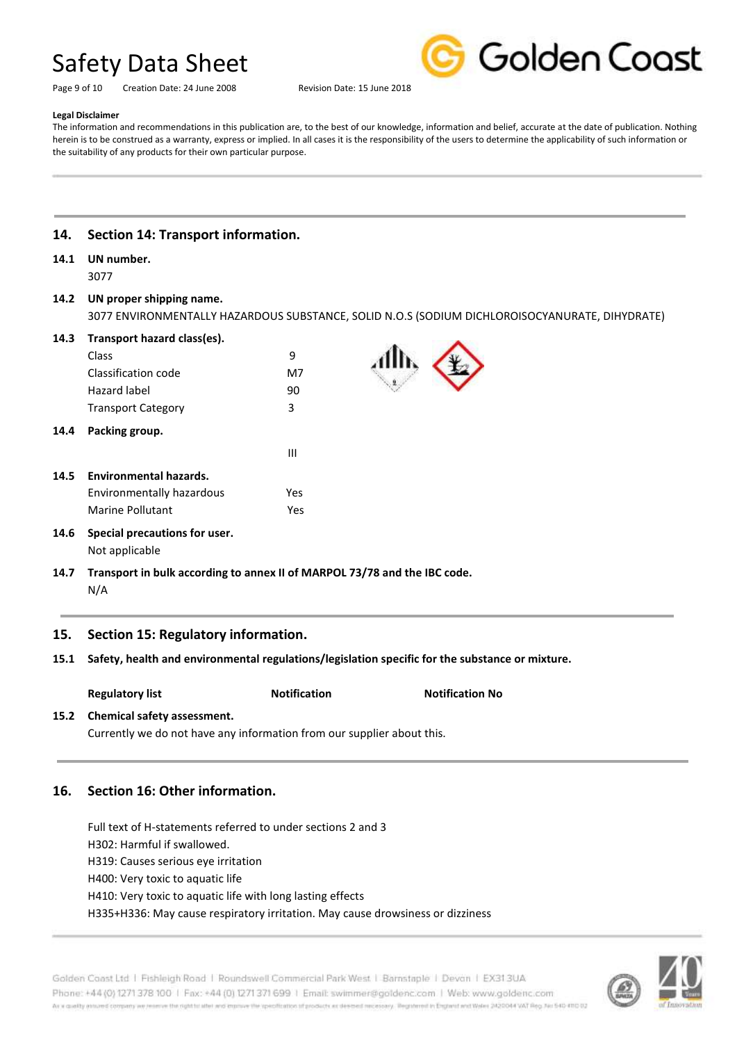**Legal Disclaimer**

The information and recommendations in this publication are, to the best of our knowledge, information and belief, accurate at the date of publication. Nothing herein is to be construed as a warranty, express or implied. In all cases it is the responsibility of the users to determine the applicability of such information or the suitability of any products for their own particular purpose.

## 14. Section 14: Transport information.

**14.1 UN number.**

3077

**14.2 UN proper shipping name.**

3077 ENVIRONMENTALLY HAZARDOUS SUBSTANCE, SOLID N.O.S (SODIUM DICHLOROISOCYANURATE, DIHYDRATE)

**14.3 Transport hazard class(es).**

| | |
|---|---|
| Class | 9 |
| Classification code | M7 |
| Hazard label | 90 |
| Transport Category | 3 |

**14.4 Packing group.**

III

**14.5 Environmental hazards.**

| | |
|---|---|
| Environmentally hazardous | Yes |
| Marine Pollutant | Yes |

**14.6 Special precautions for user.**

Not applicable

**14.7 Transport in bulk according to annex II of MARPOL 73/78 and the IBC code.**

N/A

## 15. Section 15: Regulatory information.

**15.1 Safety, health and environmental regulations/legislation specific for the substance or mixture.**

| Regulatory list | Notification | Notification No |
|---|---|---|

**15.2 Chemical safety assessment.**

Currently we do not have any information from our supplier about this.

## 16. Section 16: Other information.

Full text of H-statements referred to under sections 2 and 3

H302: Harmful if swallowed.

H319: Causes serious eye irritation

H400: Very toxic to aquatic life

H410: Very toxic to aquatic life with long lasting effects

H335+H336: May cause respiratory irritation. May cause drowsiness or dizziness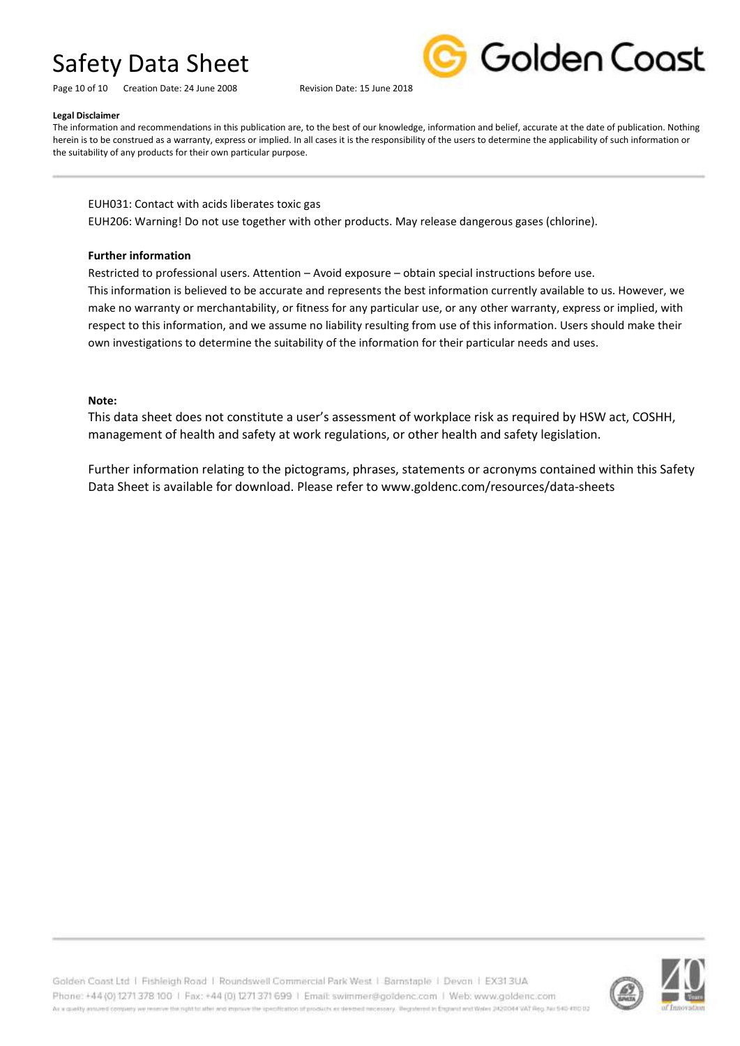**Legal Disclaimer**

The information and recommendations in this publication are, to the best of our knowledge, information and belief, accurate at the date of publication. Nothing herein is to be construed as a warranty, express or implied. In all cases it is the responsibility of the users to determine the applicability of such information or the suitability of any products for their own particular purpose.

EUH031: Contact with acids liberates toxic gas

EUH206: Warning! Do not use together with other products. May release dangerous gases (chlorine).

**Further information**

Restricted to professional users. Attention – Avoid exposure – obtain special instructions before use.

This information is believed to be accurate and represents the best information currently available to us. However, we make no warranty or merchantability, or fitness for any particular use, or any other warranty, express or implied, with respect to this information, and we assume no liability resulting from use of this information. Users should make their own investigations to determine the suitability of the information for their particular needs and uses.

**Note:**

This data sheet does not constitute a user's assessment of workplace risk as required by HSW act, COSHH, management of health and safety at work regulations, or other health and safety legislation.

Further information relating to the pictograms, phrases, statements or acronyms contained within this Safety Data Sheet is available for download. Please refer to www.goldenc.com/resources/data-sheets